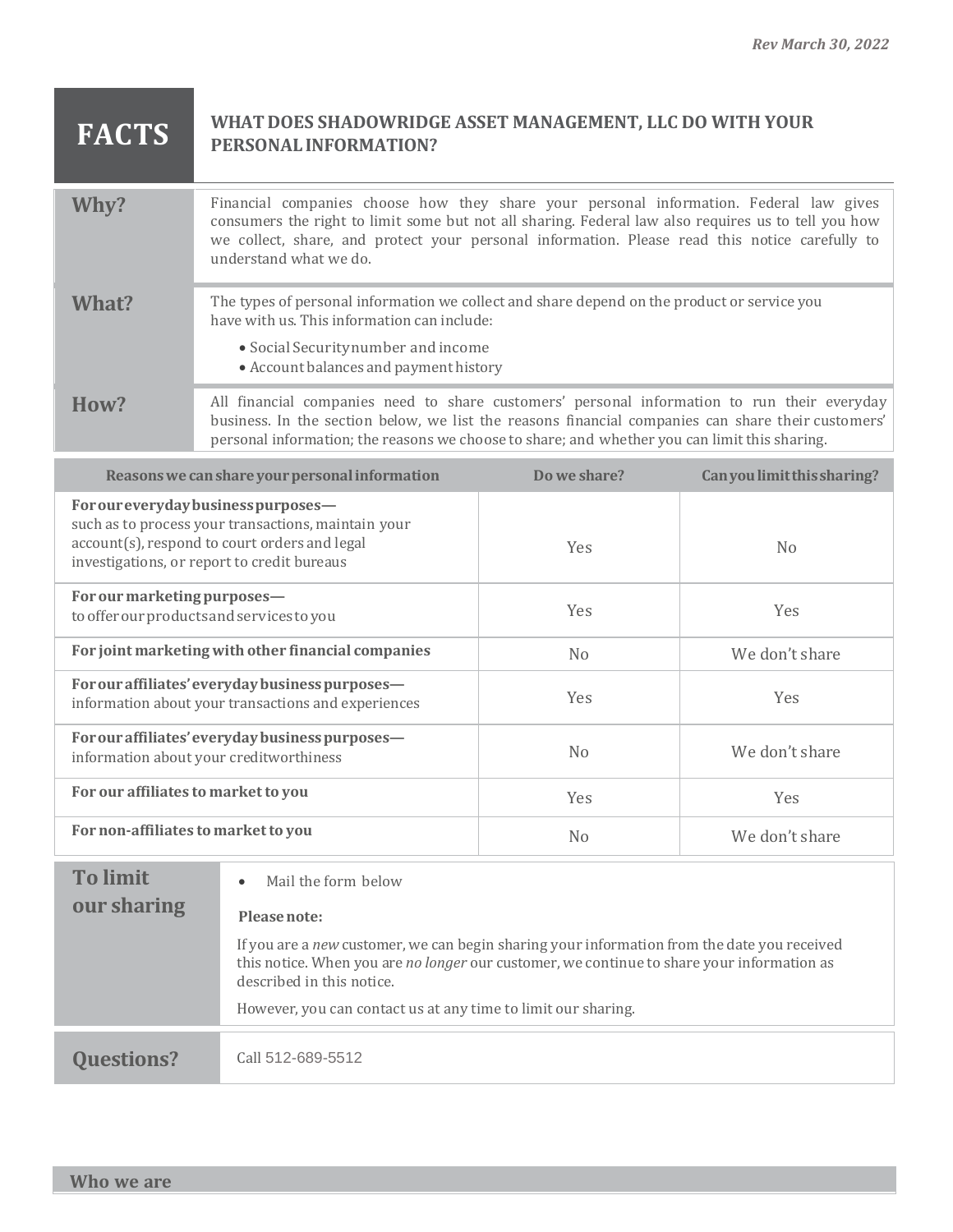*Rev March 30, 2022*

# FACTS

## WHAT DOES SHADOWRIDGE ASSET MANAGEMENT, LLC DO WITH YOUR PERSONAL INFORMATION?

| | |
|---|---|
| **Why?** | Financial companies choose how they share your personal information. Federal law gives consumers the right to limit some but not all sharing. Federal law also requires us to tell you how we collect, share, and protect your personal information. Please read this notice carefully to understand what we do. |
| **What?** | The types of personal information we collect and share depend on the product or service you have with us. This information can include:<br>• Social Security number and income<br>• Account balances and payment history |
| **How?** | All financial companies need to share customers' personal information to run their everyday business. In the section below, we list the reasons financial companies can share their customers' personal information; the reasons we choose to share; and whether you can limit this sharing. |

| Reasons we can share your personal information | Do we share? | Can you limit this sharing? |
|---|---|---|
| **For our everyday business purposes—** such as to process your transactions, maintain your account(s), respond to court orders and legal investigations, or report to credit bureaus | Yes | No |
| **For our marketing purposes—** to offer our products and services to you | Yes | Yes |
| **For joint marketing with other financial companies** | No | We don't share |
| **For our affiliates' everyday business purposes—** information about your transactions and experiences | Yes | Yes |
| **For our affiliates' everyday business purposes—** information about your creditworthiness | No | We don't share |
| **For our affiliates to market to you** | Yes | Yes |
| **For non-affiliates to market to you** | No | We don't share |

| | |
|---|---|
| **To limit our sharing** | • Mail the form below<br>**Please note:**<br>If you are a *new* customer, we can begin sharing your information from the date you received this notice. When you are *no longer* our customer, we continue to share your information as described in this notice.<br>However, you can contact us at any time to limit our sharing. |
| **Questions?** | Call 512-689-5512 |

**Who we are**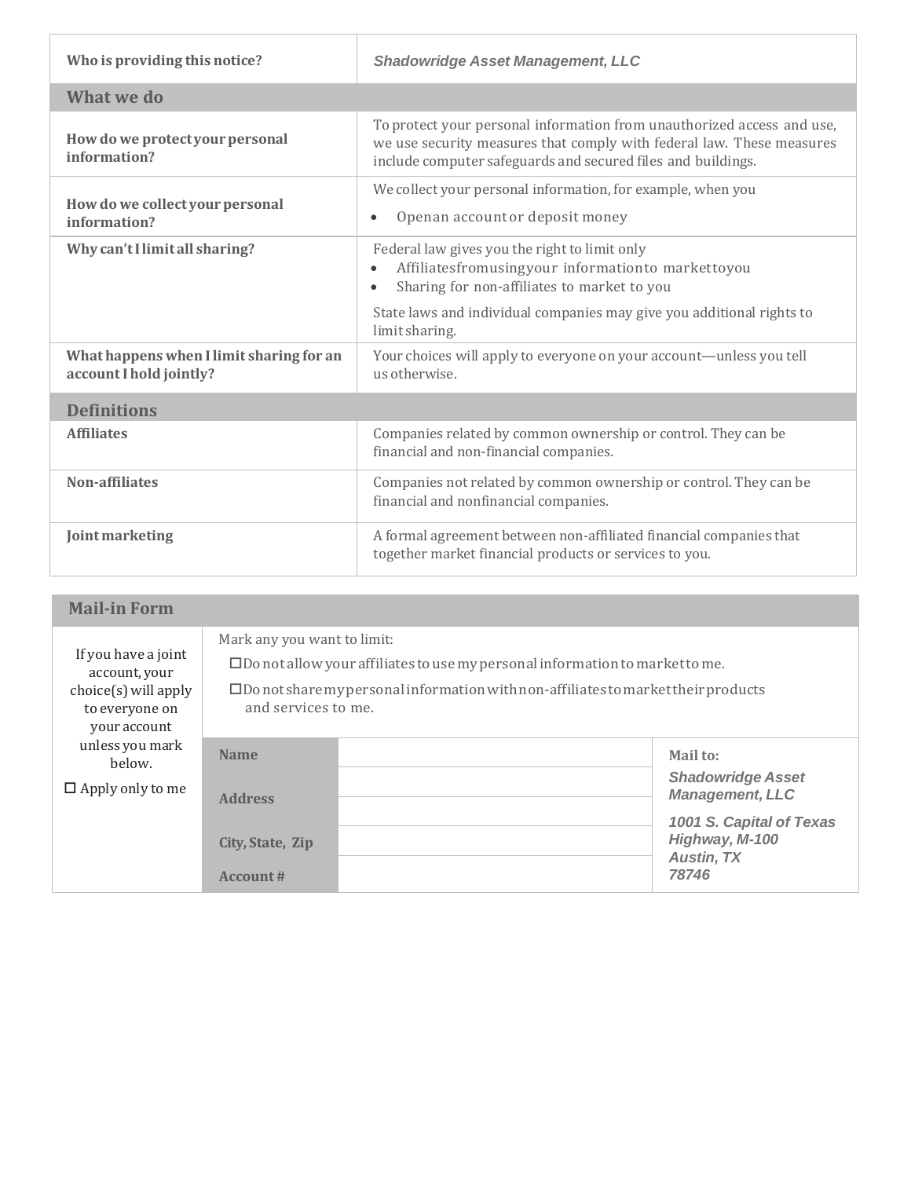| | |
|---|---|
| **Who is providing this notice?** | *Shadowridge Asset Management, LLC* |

## What we do

| | |
|---|---|
| **How do we protect your personal information?** | To protect your personal information from unauthorized access and use, we use security measures that comply with federal law. These measures include computer safeguards and secured files and buildings. |
| **How do we collect your personal information?** | We collect your personal information, for example, when you<br>• Open an account or deposit money |
| **Why can't I limit all sharing?** | Federal law gives you the right to limit only<br>• Affiliates from using your information to market to you<br>• Sharing for non-affiliates to market to you<br>State laws and individual companies may give you additional rights to limit sharing. |
| **What happens when I limit sharing for an account I hold jointly?** | Your choices will apply to everyone on your account—unless you tell us otherwise. |

## Definitions

| | |
|---|---|
| **Affiliates** | Companies related by common ownership or control. They can be financial and non-financial companies. |
| **Non-affiliates** | Companies not related by common ownership or control. They can be financial and nonfinancial companies. |
| **Joint marketing** | A formal agreement between non-affiliated financial companies that together market financial products or services to you. |

## Mail-in Form

If you have a joint account, your choice(s) will apply to everyone on your account unless you mark below.

☐ Apply only to me

Mark any you want to limit:

☐ Do not allow your affiliates to use my personal information to market to me.

☐ Do not share my personal information with non-affiliates to market their products and services to me.

| | | |
|---|---|---|
| **Name** | | **Mail to:** |
| **Address** | | ***Shadowridge Asset Management, LLC*** |
| **City, State, Zip** | | ***1001 S. Capital of Texas Highway, M-100 Austin, TX 78746*** |
| **Account #** | | |